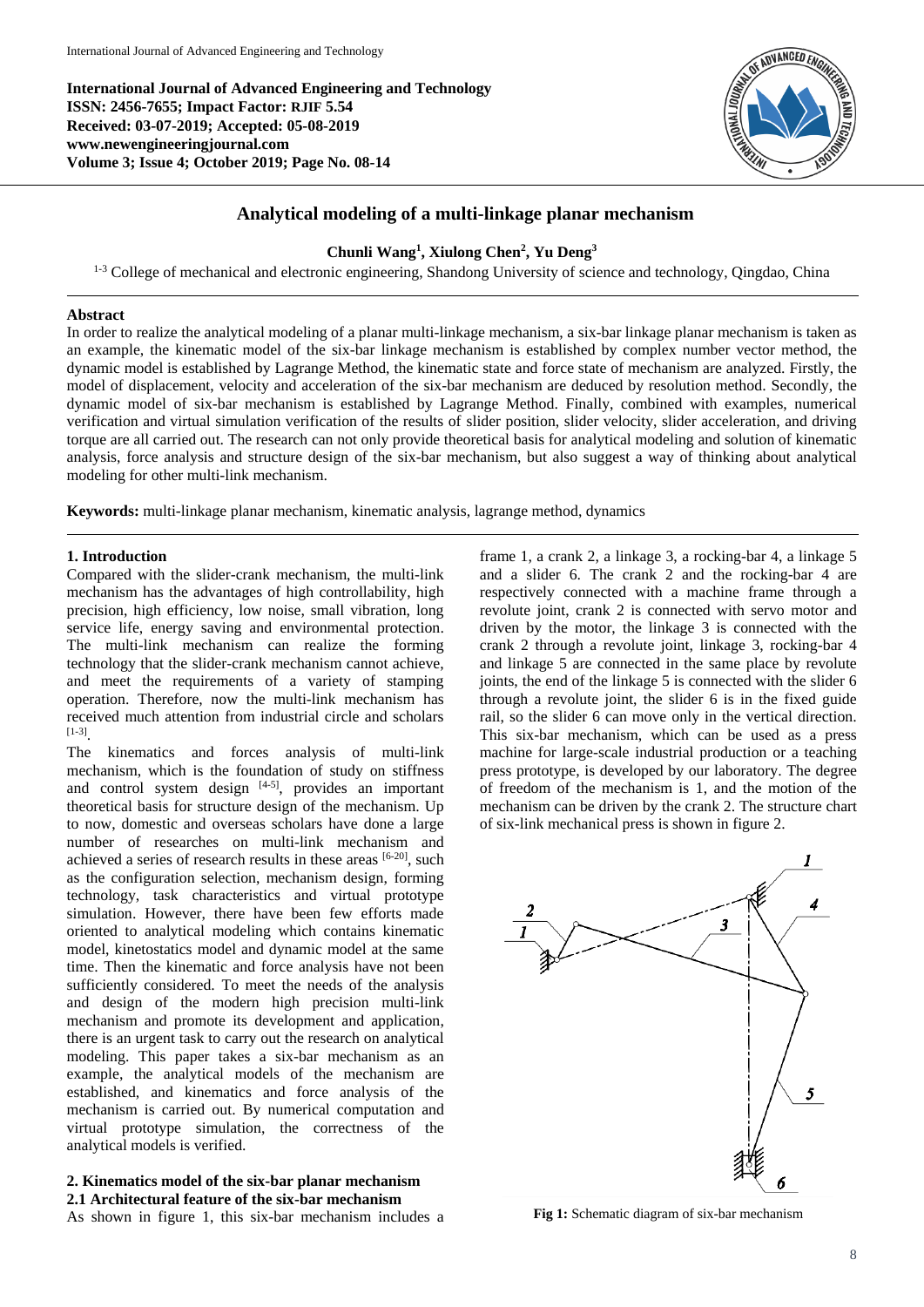**International Journal of Advanced Engineering and Technology**
**ISSN: 2456-7655; Impact Factor: RJIF 5.54**
**Received: 03-07-2019; Accepted: 05-08-2019**
**www.newengineeringjournal.com**
**Volume 3; Issue 4; October 2019; Page No. 08-14**

# Analytical modeling of a multi-linkage planar mechanism

**Chunli Wang[1], Xiulong Chen[2], Yu Deng[3]**

[1-3] College of mechanical and electronic engineering, Shandong University of science and technology, Qingdao, China

## Abstract

In order to realize the analytical modeling of a planar multi-linkage mechanism, a six-bar linkage planar mechanism is taken as an example, the kinematic model of the six-bar linkage mechanism is established by complex number vector method, the dynamic model is established by Lagrange Method, the kinematic state and force state of mechanism are analyzed. Firstly, the model of displacement, velocity and acceleration of the six-bar mechanism are deduced by resolution method. Secondly, the dynamic model of six-bar mechanism is established by Lagrange Method. Finally, combined with examples, numerical verification and virtual simulation verification of the results of slider position, slider velocity, slider acceleration, and driving torque are all carried out. The research can not only provide theoretical basis for analytical modeling and solution of kinematic analysis, force analysis and structure design of the six-bar mechanism, but also suggest a way of thinking about analytical modeling for other multi-link mechanism.

**Keywords:** multi-linkage planar mechanism, kinematic analysis, lagrange method, dynamics

## 1. Introduction

Compared with the slider-crank mechanism, the multi-link mechanism has the advantages of high controllability, high precision, high efficiency, low noise, small vibration, long service life, energy saving and environmental protection. The multi-link mechanism can realize the forming technology that the slider-crank mechanism cannot achieve, and meet the requirements of a variety of stamping operation. Therefore, now the multi-link mechanism has received much attention from industrial circle and scholars [1-3].

The kinematics and forces analysis of multi-link mechanism, which is the foundation of study on stiffness and control system design [4-5], provides an important theoretical basis for structure design of the mechanism. Up to now, domestic and overseas scholars have done a large number of researches on multi-link mechanism and achieved a series of research results in these areas [6-20], such as the configuration selection, mechanism design, forming technology, task characteristics and virtual prototype simulation. However, there have been few efforts made oriented to analytical modeling which contains kinematic model, kinetostatics model and dynamic model at the same time. Then the kinematic and force analysis have not been sufficiently considered. To meet the needs of the analysis and design of the modern high precision multi-link mechanism and promote its development and application, there is an urgent task to carry out the research on analytical modeling. This paper takes a six-bar mechanism as an example, the analytical models of the mechanism are established, and kinematics and force analysis of the mechanism is carried out. By numerical computation and virtual prototype simulation, the correctness of the analytical models is verified.

## 2. Kinematics model of the six-bar planar mechanism

### 2.1 Architectural feature of the six-bar mechanism

As shown in figure 1, this six-bar mechanism includes a frame 1, a crank 2, a linkage 3, a rocking-bar 4, a linkage 5 and a slider 6. The crank 2 and the rocking-bar 4 are respectively connected with a machine frame through a revolute joint, crank 2 is connected with servo motor and driven by the motor, the linkage 3 is connected with the crank 2 through a revolute joint, linkage 3, rocking-bar 4 and linkage 5 are connected in the same place by revolute joints, the end of the linkage 5 is connected with the slider 6 through a revolute joint, the slider 6 is in the fixed guide rail, so the slider 6 can move only in the vertical direction. This six-bar mechanism, which can be used as a press machine for large-scale industrial production or a teaching press prototype, is developed by our laboratory. The degree of freedom of the mechanism is 1, and the motion of the mechanism can be driven by the crank 2. The structure chart of six-link mechanical press is shown in figure 2.

**Fig 1:** Schematic diagram of six-bar mechanism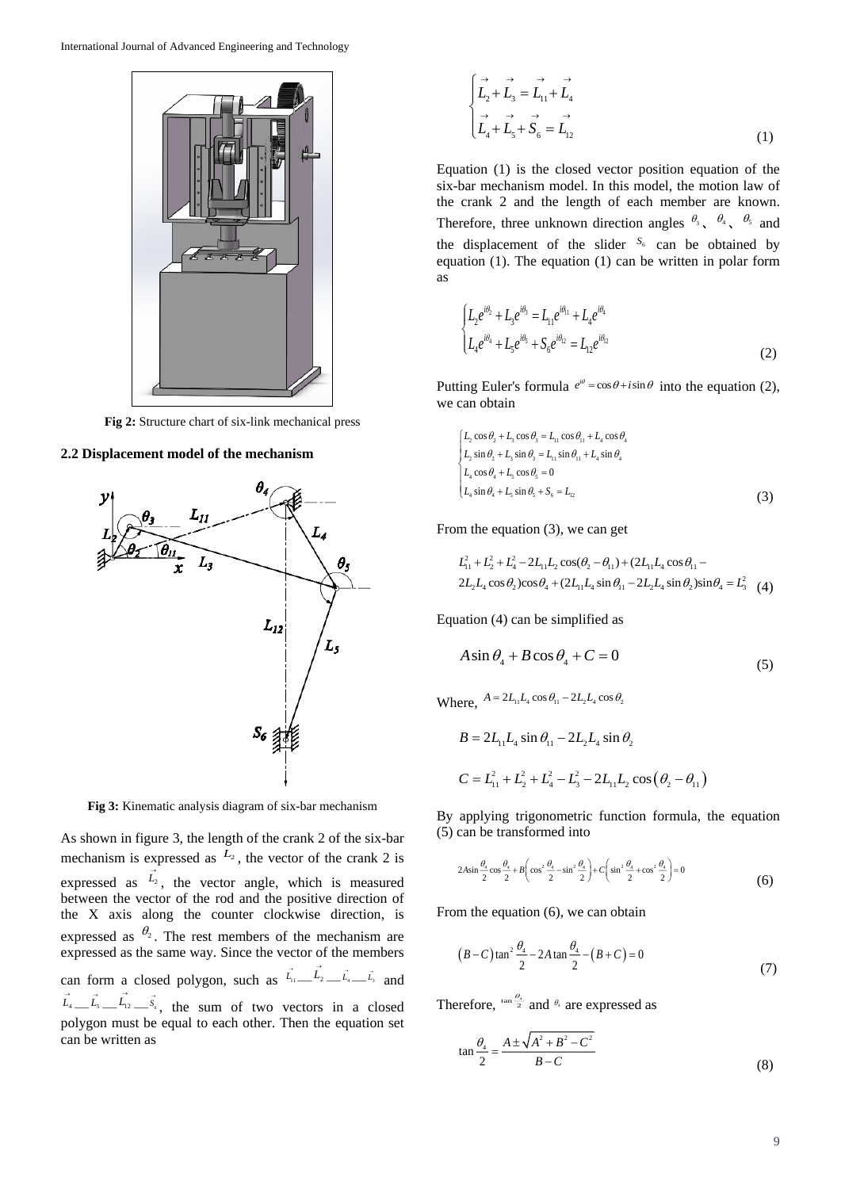Fig 2: Structure chart of six-link mechanical press

### 2.2 Displacement model of the mechanism

Fig 3: Kinematic analysis diagram of six-bar mechanism

As shown in figure 3, the length of the crank 2 of the six-bar mechanism is expressed as $L_2$, the vector of the crank 2 is expressed as $\vec{L_2}$, the vector angle, which is measured between the vector of the rod and the positive direction of the X axis along the counter clockwise direction, is expressed as $\theta_2$. The rest members of the mechanism are expressed as the same way. Since the vector of the members can form a closed polygon, such as $\vec{L_{11}}$—$\vec{L_2}$—$\vec{L_4}$—$\vec{L_3}$ and $\vec{L_4}$—$\vec{L_5}$—$\vec{L_{12}}$—$\vec{S_6}$, the sum of two vectors in a closed polygon must be equal to each other. Then the equation set can be written as

$$\begin{cases} \vec{L_2} + \vec{L_3} = \vec{L_{11}} + \vec{L_4} \\ \vec{L_4} + \vec{L_5} + \vec{S_6} = \vec{L_{12}} \end{cases} \tag{1}$$

Equation (1) is the closed vector position equation of the six-bar mechanism model. In this model, the motion law of the crank 2 and the length of each member are known. Therefore, three unknown direction angles $\theta_3$、$\theta_4$、$\theta_5$ and the displacement of the slider $S_6$ can be obtained by equation (1). The equation (1) can be written in polar form as

$$\begin{cases} L_2 e^{i\theta_2} + L_3 e^{i\theta_3} = L_{11} e^{i\theta_{11}} + L_4 e^{i\theta_4} \\ L_4 e^{i\theta_4} + L_5 e^{i\theta_5} + S_6 e^{i\theta_{12}} = L_{12} e^{i\theta_{12}} \end{cases} \tag{2}$$

Putting Euler's formula $e^{i\theta} = \cos\theta + i\sin\theta$ into the equation (2), we can obtain

$$\begin{cases} L_2\cos\theta_2 + L_3\cos\theta_3 = L_{11}\cos\theta_{11} + L_4\cos\theta_4 \\ L_2\sin\theta_2 + L_3\sin\theta_3 = L_{11}\sin\theta_{11} + L_4\sin\theta_4 \\ L_4\cos\theta_4 + L_5\cos\theta_5 = 0 \\ L_4\sin\theta_4 + L_5\sin\theta_5 + S_6 = L_{12} \end{cases} \tag{3}$$

From the equation (3), we can get

$$\begin{aligned} &L_{11}^2 + L_2^2 + L_4^2 - 2L_{11}L_2\cos(\theta_2 - \theta_{11}) + (2L_{11}L_4\cos\theta_{11} - \\ &2L_2L_4\cos\theta_2)\cos\theta_4 + (2L_{11}L_4\sin\theta_{11} - 2L_2L_4\sin\theta_2)\sin\theta_4 = L_3^2 \end{aligned} \tag{4}$$

Equation (4) can be simplified as

$$A\sin\theta_4 + B\cos\theta_4 + C = 0 \tag{5}$$

Where, $A = 2L_{11}L_4\cos\theta_{11} - 2L_2L_4\cos\theta_2$

$$B = 2L_{11}L_4\sin\theta_{11} - 2L_2L_4\sin\theta_2$$

$$C = L_{11}^2 + L_2^2 + L_4^2 - L_3^2 - 2L_{11}L_2\cos\left(\theta_2 - \theta_{11}\right)$$

By applying trigonometric function formula, the equation (5) can be transformed into

$$2A\sin\frac{\theta_4}{2}\cos\frac{\theta_4}{2} + B\left(\cos^2\frac{\theta_4}{2} - \sin^2\frac{\theta_4}{2}\right) + C\left(\sin^2\frac{\theta_4}{2} + \cos^2\frac{\theta_4}{2}\right) = 0 \tag{6}$$

From the equation (6), we can obtain

$$\left(B - C\right)\tan^2\frac{\theta_4}{2} - 2A\tan\frac{\theta_4}{2} - \left(B + C\right) = 0 \tag{7}$$

Therefore, $\tan\frac{\theta_4}{2}$ and $\theta_4$ are expressed as

$$\tan\frac{\theta_4}{2} = \frac{A \pm \sqrt{A^2 + B^2 - C^2}}{B - C} \tag{8}$$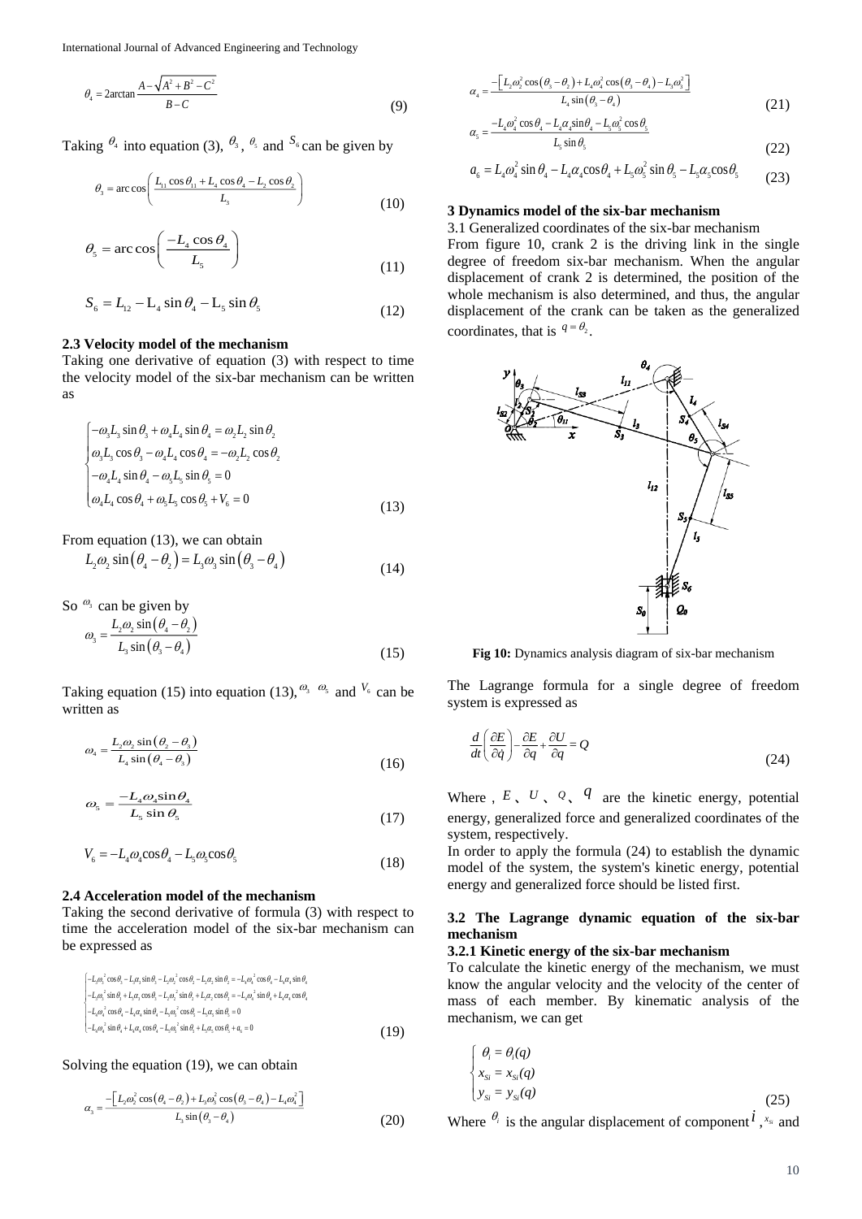$$\theta_4 = 2\arctan\frac{A-\sqrt{A^2+B^2-C^2}}{B-C} \tag{9}$$

Taking $\theta_4$ into equation (3), $\theta_3$, $\theta_5$ and $S_6$ can be given by

$$\theta_3 = \arccos\left(\frac{L_{11}\cos\theta_{11} + L_4\cos\theta_4 - L_2\cos\theta_2}{L_3}\right) \tag{10}$$

$$\theta_5 = \arccos\left(\frac{-L_4\cos\theta_4}{L_5}\right) \tag{11}$$

$$S_6 = L_{12} - L_4\sin\theta_4 - L_5\sin\theta_5 \tag{12}$$

### 2.3 Velocity model of the mechanism

Taking one derivative of equation (3) with respect to time the velocity model of the six-bar mechanism can be written as

$$\begin{cases} -\omega_3 L_3\sin\theta_3 + \omega_4 L_4\sin\theta_4 = \omega_2 L_2\sin\theta_2 \\ \omega_3 L_3\cos\theta_3 - \omega_4 L_4\cos\theta_4 = -\omega_2 L_2\cos\theta_2 \\ -\omega_4 L_4\sin\theta_4 - \omega_5 L_5\sin\theta_5 = 0 \\ \omega_4 L_4\cos\theta_4 + \omega_5 L_5\cos\theta_5 + V_6 = 0 \end{cases} \tag{13}$$

From equation (13), we can obtain

$$L_2\omega_2\sin(\theta_4-\theta_2) = L_3\omega_3\sin(\theta_3-\theta_4) \tag{14}$$

So $\omega_3$ can be given by

$$\omega_3 = \frac{L_2\omega_2\sin(\theta_4-\theta_2)}{L_3\sin(\theta_3-\theta_4)} \tag{15}$$

Taking equation (15) into equation (13), $\omega_3$ $\omega_5$ and $V_6$ can be written as

$$\omega_4 = \frac{L_2\omega_2\sin(\theta_2-\theta_3)}{L_4\sin(\theta_4-\theta_3)} \tag{16}$$

$$\omega_5 = \frac{-L_4\omega_4\sin\theta_4}{L_5\sin\theta_5} \tag{17}$$

$$V_6 = -L_4\omega_4\cos\theta_4 - L_5\omega_5\cos\theta_5 \tag{18}$$

### 2.4 Acceleration model of the mechanism

Taking the second derivative of formula (3) with respect to time the acceleration model of the six-bar mechanism can be expressed as

$$\begin{cases} -L_3\omega_3^2\cos\theta_3 - L_3\alpha_3\sin\theta_3 - L_2\omega_2^2\cos\theta_2 - L_2\alpha_2\sin\theta_2 = -L_4\omega_4^2\cos\theta_4 - L_4\alpha_4\sin\theta_4 \\ -L_3\omega_3^2\sin\theta_3 + L_3\alpha_3\cos\theta_3 - L_2\omega_2^2\sin\theta_2 + L_2\alpha_2\cos\theta_2 = -L_4\omega_4^2\sin\theta_4 + L_4\alpha_4\cos\theta_4 \\ -L_4\omega_4^2\cos\theta_4 - L_4\alpha_4\sin\theta_4 - L_5\omega_5^2\cos\theta_5 - L_5\alpha_5\sin\theta_5 = 0 \\ -L_4\omega_4^2\sin\theta_4 + L_4\alpha_4\cos\theta_4 - L_5\omega_5^2\sin\theta_5 + L_5\alpha_5\cos\theta_5 + a_6 = 0 \end{cases} \tag{19}$$

Solving the equation (19), we can obtain

$$\alpha_3 = \frac{-\left[L_2\omega_2^2\cos(\theta_4-\theta_2) + L_3\omega_3^2\cos(\theta_3-\theta_4) - L_4\omega_4^2\right]}{L_3\sin(\theta_3-\theta_4)} \tag{20}$$

$$\alpha_4 = \frac{-\left[L_2\omega_2^2\cos(\theta_3-\theta_2) + L_4\omega_4^2\cos(\theta_3-\theta_4) - L_3\omega_3^2\right]}{L_4\sin(\theta_3-\theta_4)} \tag{21}$$

$$\alpha_5 = \frac{-L_4\omega_4^2\cos\theta_4 - L_4\alpha_4\sin\theta_4 - L_5\omega_5^2\cos\theta_5}{L_5\sin\theta_5} \tag{22}$$

$$a_6 = L_4\omega_4^2\sin\theta_4 - L_4\alpha_4\cos\theta_4 + L_5\omega_5^2\sin\theta_5 - L_5\alpha_5\cos\theta_5 \tag{23}$$

### 3 Dynamics model of the six-bar mechanism

3.1 Generalized coordinates of the six-bar mechanism

From figure 10, crank 2 is the driving link in the single degree of freedom six-bar mechanism. When the angular displacement of crank 2 is determined, the position of the whole mechanism is also determined, and thus, the angular displacement of the crank can be taken as the generalized coordinates, that is $q=\theta_2$.

**Fig 10:** Dynamics analysis diagram of six-bar mechanism

The Lagrange formula for a single degree of freedom system is expressed as

$$\frac{d}{dt}\left(\frac{\partial E}{\partial \dot{q}}\right) - \frac{\partial E}{\partial q} + \frac{\partial U}{\partial q} = Q \tag{24}$$

Where , $E$ 、$U$ 、$Q$ 、$q$ are the kinetic energy, potential energy, generalized force and generalized coordinates of the system, respectively.

In order to apply the formula (24) to establish the dynamic model of the system, the system's kinetic energy, potential energy and generalized force should be listed first.

### 3.2 The Lagrange dynamic equation of the six-bar mechanism

#### 3.2.1 Kinetic energy of the six-bar mechanism

To calculate the kinetic energy of the mechanism, we must know the angular velocity and the velocity of the center of mass of each member. By kinematic analysis of the mechanism, we can get

$$\begin{cases} \theta_i = \theta_i(q) \\ x_{Si} = x_{Si}(q) \\ y_{Si} = y_{Si}(q) \end{cases} \tag{25}$$

Where $\theta_i$ is the angular displacement of component $i$ , $x_{Si}$ and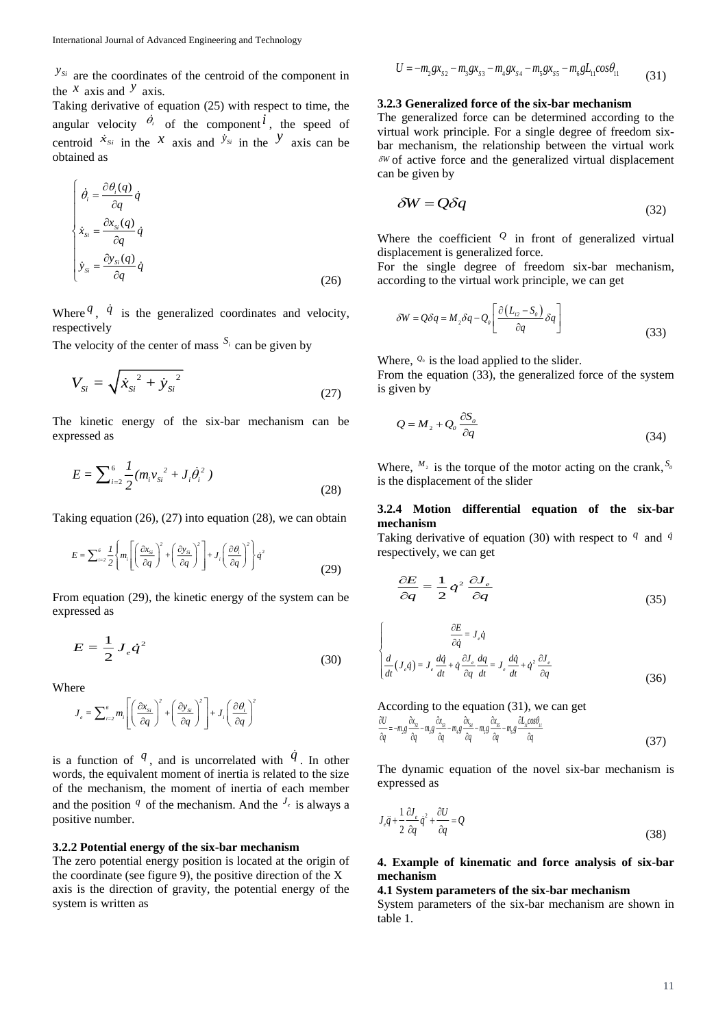$y_{Si}$ are the coordinates of the centroid of the component in the $x$ axis and $y$ axis.

Taking derivative of equation (25) with respect to time, the angular velocity $\dot{\theta}_i$ of the component $i$, the speed of centroid $\dot{x}_{Si}$ in the $x$ axis and $\dot{y}_{Si}$ in the $y$ axis can be obtained as

$$\begin{cases} \dot{\theta}_i = \dfrac{\partial \theta_i(q)}{\partial q}\dot{q} \\ \dot{x}_{Si} = \dfrac{\partial x_{Si}(q)}{\partial q}\dot{q} \\ \dot{y}_{Si} = \dfrac{\partial y_{Si}(q)}{\partial q}\dot{q} \end{cases} \tag{26}$$

Where $q$, $\dot{q}$ is the generalized coordinates and velocity, respectively

The velocity of the center of mass $S_i$ can be given by

$$V_{Si} = \sqrt{\dot{x}_{Si}^{\ 2} + \dot{y}_{Si}^{\ 2}} \tag{27}$$

The kinetic energy of the six-bar mechanism can be expressed as

$$E = \sum_{i=2}^{6} \frac{1}{2}(m_i v_{Si}^{\ 2} + J_i \dot{\theta}_i^{\ 2}) \tag{28}$$

Taking equation (26), (27) into equation (28), we can obtain

$$E = \sum_{i=2}^{6} \frac{1}{2}\left\{ m_i\left[\left(\frac{\partial x_{Si}}{\partial q}\right)^2 + \left(\frac{\partial y_{Si}}{\partial q}\right)^2\right] + J_i\left(\frac{\partial \theta_i}{\partial q}\right)^2 \right\}\dot{q}^2 \tag{29}$$

From equation (29), the kinetic energy of the system can be expressed as

$$E = \frac{1}{2}J_e\dot{q}^2 \tag{30}$$

Where

$$J_e = \sum_{i=2}^{6} m_i\left[\left(\frac{\partial x_{Si}}{\partial q}\right)^2 + \left(\frac{\partial y_{Si}}{\partial q}\right)^2\right] + J_i\left(\frac{\partial \theta_i}{\partial q}\right)^2$$

is a function of $q$, and is uncorrelated with $\dot{q}$. In other words, the equivalent moment of inertia is related to the size of the mechanism, the moment of inertia of each member and the position $q$ of the mechanism. And the $J_e$ is always a positive number.

### 3.2.2 Potential energy of the six-bar mechanism

The zero potential energy position is located at the origin of the coordinate (see figure 9), the positive direction of the X axis is the direction of gravity, the potential energy of the system is written as

$$U = -m_2 g x_{S2} - m_3 g x_{S3} - m_4 g x_{S4} - m_5 g x_{S5} - m_6 g L_{11} cos\theta_{11} \tag{31}$$

### 3.2.3 Generalized force of the six-bar mechanism

The generalized force can be determined according to the virtual work principle. For a single degree of freedom six-bar mechanism, the relationship between the virtual work $\delta W$ of active force and the generalized virtual displacement can be given by

$$\delta W = Q\delta q \tag{32}$$

Where the coefficient $Q$ in front of generalized virtual displacement is generalized force.

For the single degree of freedom six-bar mechanism, according to the virtual work principle, we can get

$$\delta W = Q\delta q = M_2\delta q - Q_0\left[\frac{\partial(L_{12} - S_0)}{\partial q}\delta q\right] \tag{33}$$

Where, $Q_0$ is the load applied to the slider.

From the equation (33), the generalized force of the system is given by

$$Q = M_2 + Q_0\frac{\partial S_0}{\partial q} \tag{34}$$

Where, $M_2$ is the torque of the motor acting on the crank, $S_0$ is the displacement of the slider

### 3.2.4 Motion differential equation of the six-bar mechanism

Taking derivative of equation (30) with respect to $q$ and $\dot{q}$ respectively, we can get

$$\frac{\partial E}{\partial q} = \frac{1}{2}\dot{q}^2\frac{\partial J_e}{\partial q} \tag{35}$$

$$\begin{cases} \dfrac{\partial E}{\partial \dot{q}} = J_e\dot{q} \\ \dfrac{d}{dt}(J_e\dot{q}) = J_e\dfrac{d\dot{q}}{dt} + \dot{q}\dfrac{\partial J_e}{\partial q}\dfrac{dq}{dt} = J_e\dfrac{d\dot{q}}{dt} + \dot{q}^2\dfrac{\partial J_e}{\partial q} \end{cases} \tag{36}$$

According to the equation (31), we can get

$$\frac{\partial U}{\partial q} = -m_2 g\frac{\partial x_{S2}}{\partial q} - m_3 g\frac{\partial x_{S3}}{\partial q} - m_4 g\frac{\partial x_{S4}}{\partial q} - m_5 g\frac{\partial x_{S5}}{\partial q} - m_6 g\frac{\partial L_{11} cos\theta_{11}}{\partial q} \tag{37}$$

The dynamic equation of the novel six-bar mechanism is expressed as

$$J_e\ddot{q} + \frac{1}{2}\frac{\partial J_e}{\partial q}\dot{q}^2 + \frac{\partial U}{\partial q} = Q \tag{38}$$

## 4. Example of kinematic and force analysis of six-bar mechanism

### 4.1 System parameters of the six-bar mechanism

System parameters of the six-bar mechanism are shown in table 1.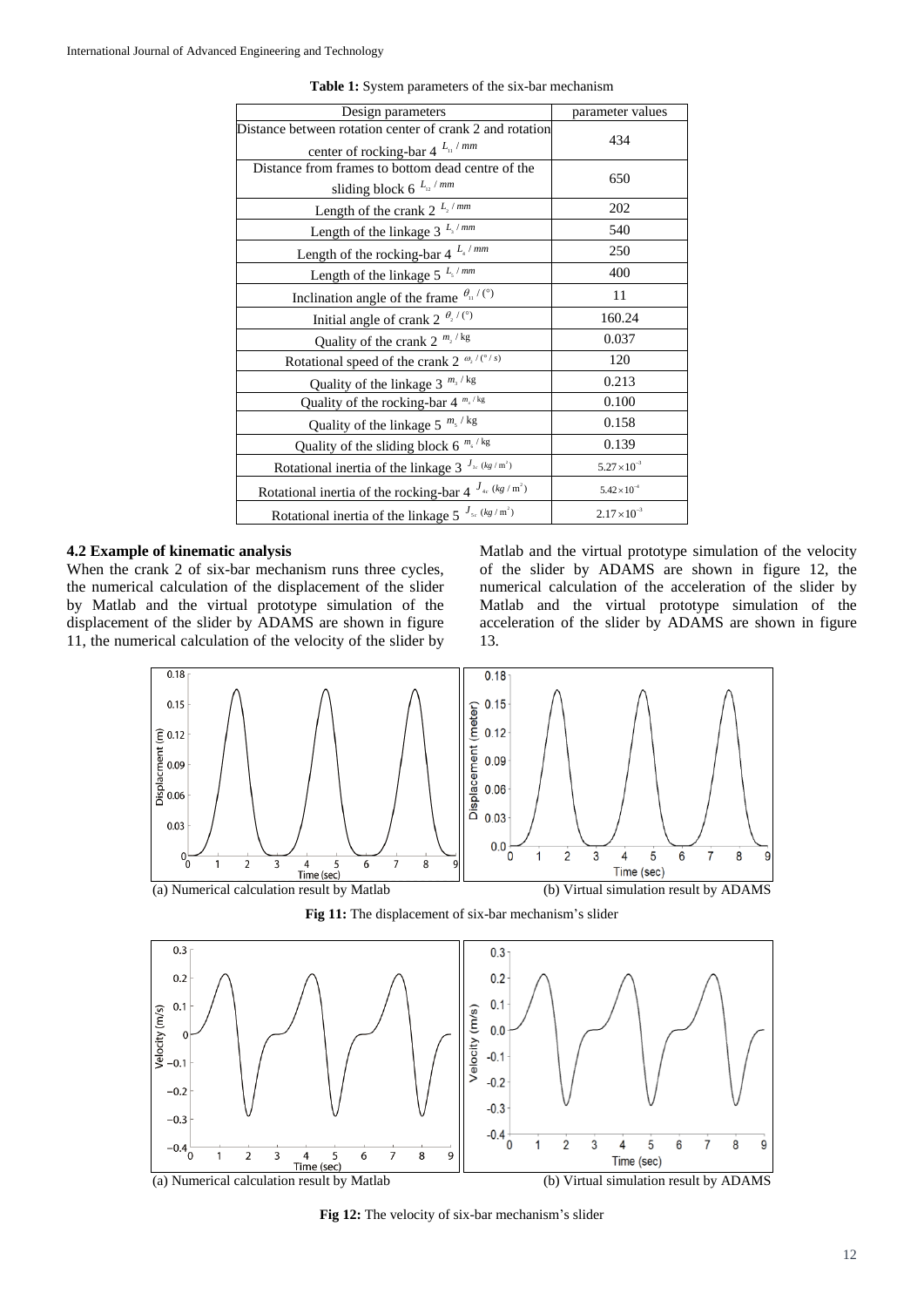**Table 1:** System parameters of the six-bar mechanism

| Design parameters | parameter values |
|---|---|
| Distance between rotation center of crank 2 and rotation center of rocking-bar 4 $L_{11}$ / $mm$ | 434 |
| Distance from frames to bottom dead centre of the sliding block 6 $L_{12}$ / $mm$ | 650 |
| Length of the crank 2 $L_2$ / $mm$ | 202 |
| Length of the linkage 3 $L_3$ / $mm$ | 540 |
| Length of the rocking-bar 4 $L_4$ / $mm$ | 250 |
| Length of the linkage 5 $L_5$ / $mm$ | 400 |
| Inclination angle of the frame $\theta_{11}$ / (°) | 11 |
| Initial angle of crank 2 $\theta_2$ / (°) | 160.24 |
| Quality of the crank 2 $m_2$ / kg | 0.037 |
| Rotational speed of the crank 2 $\omega_2$ / (°/ s) | 120 |
| Quality of the linkage 3 $m_3$ / kg | 0.213 |
| Quality of the rocking-bar 4 $m_4$ / kg | 0.100 |
| Quality of the linkage 5 $m_5$ / kg | 0.158 |
| Quality of the sliding block 6 $m_6$ / kg | 0.139 |
| Rotational inertia of the linkage 3 $J_{3c}$ $(kg / m^2)$ | $5.27\times10^{-3}$ |
| Rotational inertia of the rocking-bar 4 $J_{4c}$ $(kg / m^2)$ | $5.42\times10^{-4}$ |
| Rotational inertia of the linkage 5 $J_{5c}$ $(kg / m^2)$ | $2.17\times10^{-3}$ |

### 4.2 Example of kinematic analysis

When the crank 2 of six-bar mechanism runs three cycles, the numerical calculation of the displacement of the slider by Matlab and the virtual prototype simulation of the displacement of the slider by ADAMS are shown in figure 11, the numerical calculation of the velocity of the slider by Matlab and the virtual prototype simulation of the velocity of the slider by ADAMS are shown in figure 12, the numerical calculation of the acceleration of the slider by Matlab and the virtual prototype simulation of the acceleration of the slider by ADAMS are shown in figure 13.

(a) Numerical calculation result by Matlab (b) Virtual simulation result by ADAMS

**Fig 11:** The displacement of six-bar mechanism's slider

(a) Numerical calculation result by Matlab (b) Virtual simulation result by ADAMS

**Fig 12:** The velocity of six-bar mechanism's slider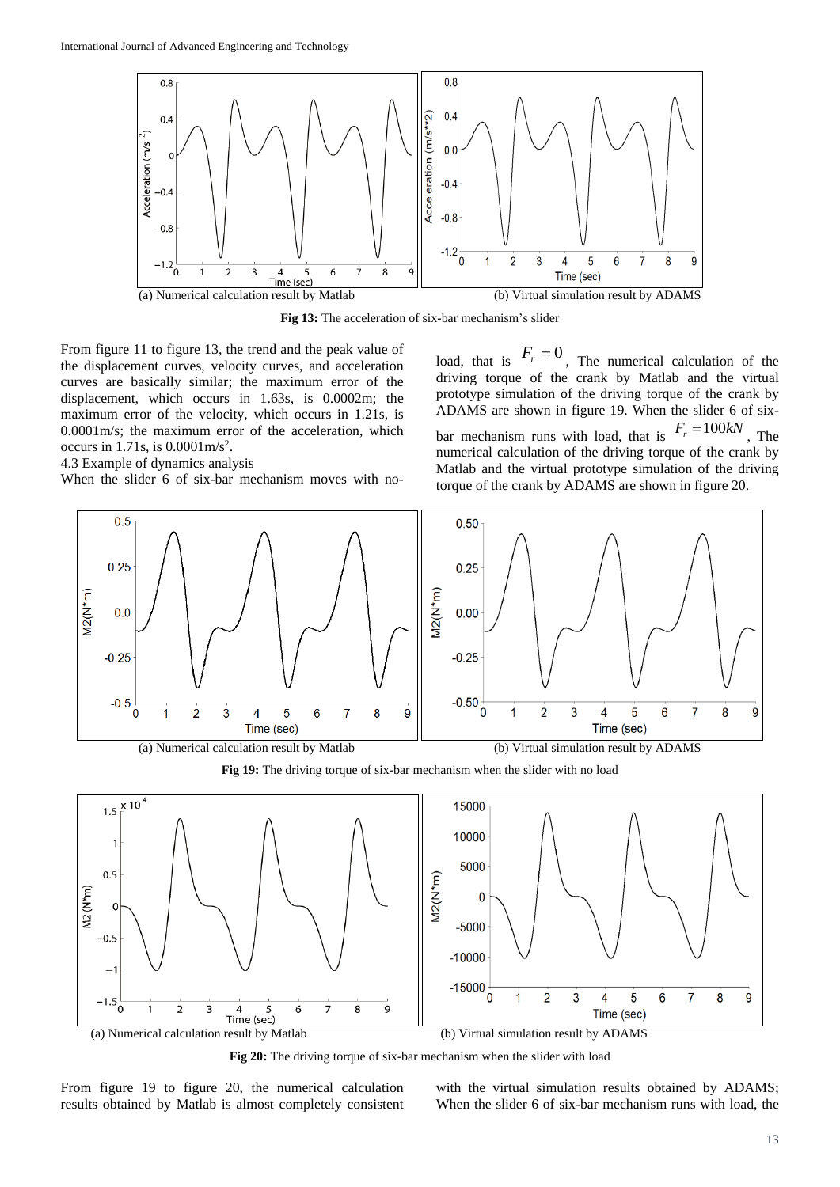(a) Numerical calculation result by Matlab (b) Virtual simulation result by ADAMS

**Fig 13:** The acceleration of six-bar mechanism's slider

From figure 11 to figure 13, the trend and the peak value of the displacement curves, velocity curves, and acceleration curves are basically similar; the maximum error of the displacement, which occurs in 1.63s, is 0.0002m; the maximum error of the velocity, which occurs in 1.21s, is 0.0001m/s; the maximum error of the acceleration, which occurs in 1.71s, is 0.0001m/s$^2$.

4.3 Example of dynamics analysis

When the slider 6 of six-bar mechanism moves with no-load, that is $F_r = 0$, The numerical calculation of the driving torque of the crank by Matlab and the virtual prototype simulation of the driving torque of the crank by ADAMS are shown in figure 19. When the slider 6 of six-bar mechanism runs with load, that is $F_r = 100kN$, The numerical calculation of the driving torque of the crank by Matlab and the virtual prototype simulation of the driving torque of the crank by ADAMS are shown in figure 20.

(a) Numerical calculation result by Matlab (b) Virtual simulation result by ADAMS

**Fig 19:** The driving torque of six-bar mechanism when the slider with no load

(a) Numerical calculation result by Matlab (b) Virtual simulation result by ADAMS

**Fig 20:** The driving torque of six-bar mechanism when the slider with load

From figure 19 to figure 20, the numerical calculation results obtained by Matlab is almost completely consistent with the virtual simulation results obtained by ADAMS; When the slider 6 of six-bar mechanism runs with load, the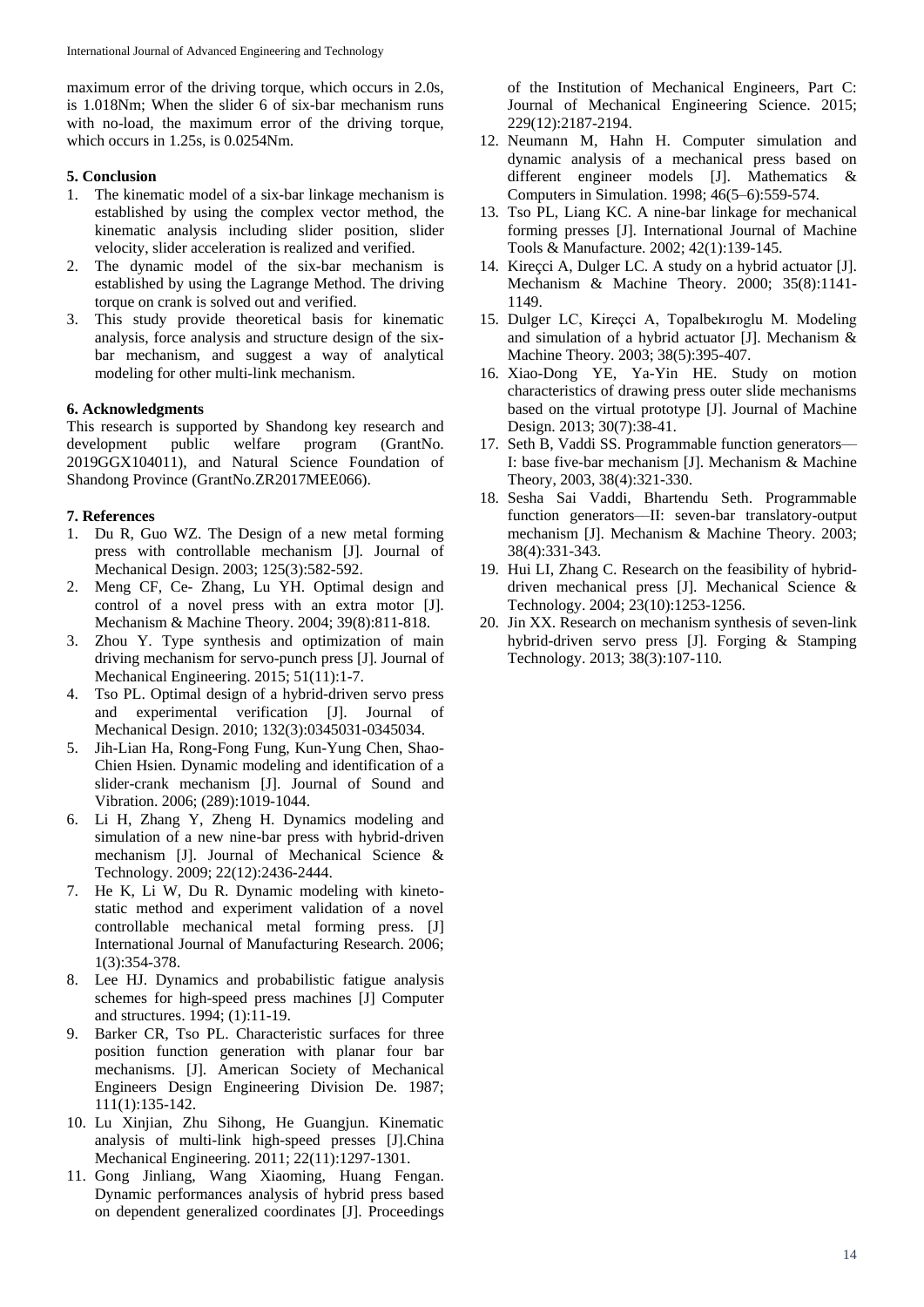maximum error of the driving torque, which occurs in 2.0s, is 1.018Nm; When the slider 6 of six-bar mechanism runs with no-load, the maximum error of the driving torque, which occurs in 1.25s, is 0.0254Nm.

### 5. Conclusion

1. The kinematic model of a six-bar linkage mechanism is established by using the complex vector method, the kinematic analysis including slider position, slider velocity, slider acceleration is realized and verified.
2. The dynamic model of the six-bar mechanism is established by using the Lagrange Method. The driving torque on crank is solved out and verified.
3. This study provide theoretical basis for kinematic analysis, force analysis and structure design of the six-bar mechanism, and suggest a way of analytical modeling for other multi-link mechanism.

### 6. Acknowledgments

This research is supported by Shandong key research and development public welfare program (GrantNo. 2019GGX104011), and Natural Science Foundation of Shandong Province (GrantNo.ZR2017MEE066).

### 7. References

1. Du R, Guo WZ. The Design of a new metal forming press with controllable mechanism [J]. Journal of Mechanical Design. 2003; 125(3):582-592.
2. Meng CF, Ce- Zhang, Lu YH. Optimal design and control of a novel press with an extra motor [J]. Mechanism & Machine Theory. 2004; 39(8):811-818.
3. Zhou Y. Type synthesis and optimization of main driving mechanism for servo-punch press [J]. Journal of Mechanical Engineering. 2015; 51(11):1-7.
4. Tso PL. Optimal design of a hybrid-driven servo press and experimental verification [J]. Journal of Mechanical Design. 2010; 132(3):0345031-0345034.
5. Jih-Lian Ha, Rong-Fong Fung, Kun-Yung Chen, Shao-Chien Hsien. Dynamic modeling and identification of a slider-crank mechanism [J]. Journal of Sound and Vibration. 2006; (289):1019-1044.
6. Li H, Zhang Y, Zheng H. Dynamics modeling and simulation of a new nine-bar press with hybrid-driven mechanism [J]. Journal of Mechanical Science & Technology. 2009; 22(12):2436-2444.
7. He K, Li W, Du R. Dynamic modeling with kineto-static method and experiment validation of a novel controllable mechanical metal forming press. [J] International Journal of Manufacturing Research. 2006; 1(3):354-378.
8. Lee HJ. Dynamics and probabilistic fatigue analysis schemes for high-speed press machines [J] Computer and structures. 1994; (1):11-19.
9. Barker CR, Tso PL. Characteristic surfaces for three position function generation with planar four bar mechanisms. [J]. American Society of Mechanical Engineers Design Engineering Division De. 1987; 111(1):135-142.
10. Lu Xinjian, Zhu Sihong, He Guangjun. Kinematic analysis of multi-link high-speed presses [J].China Mechanical Engineering. 2011; 22(11):1297-1301.
11. Gong Jinliang, Wang Xiaoming, Huang Fengan. Dynamic performances analysis of hybrid press based on dependent generalized coordinates [J]. Proceedings of the Institution of Mechanical Engineers, Part C: Journal of Mechanical Engineering Science. 2015; 229(12):2187-2194.
12. Neumann M, Hahn H. Computer simulation and dynamic analysis of a mechanical press based on different engineer models [J]. Mathematics & Computers in Simulation. 1998; 46(5–6):559-574.
13. Tso PL, Liang KC. A nine-bar linkage for mechanical forming presses [J]. International Journal of Machine Tools & Manufacture. 2002; 42(1):139-145.
14. Kireçci A, Dulger LC. A study on a hybrid actuator [J]. Mechanism & Machine Theory. 2000; 35(8):1141-1149.
15. Dulger LC, Kireçci A, Topalbekıroglu M. Modeling and simulation of a hybrid actuator [J]. Mechanism & Machine Theory. 2003; 38(5):395-407.
16. Xiao-Dong YE, Ya-Yin HE. Study on motion characteristics of drawing press outer slide mechanisms based on the virtual prototype [J]. Journal of Machine Design. 2013; 30(7):38-41.
17. Seth B, Vaddi SS. Programmable function generators—I: base five-bar mechanism [J]. Mechanism & Machine Theory, 2003, 38(4):321-330.
18. Sesha Sai Vaddi, Bhartendu Seth. Programmable function generators—II: seven-bar translatory-output mechanism [J]. Mechanism & Machine Theory. 2003; 38(4):331-343.
19. Hui LI, Zhang C. Research on the feasibility of hybrid-driven mechanical press [J]. Mechanical Science & Technology. 2004; 23(10):1253-1256.
20. Jin XX. Research on mechanism synthesis of seven-link hybrid-driven servo press [J]. Forging & Stamping Technology. 2013; 38(3):107-110.